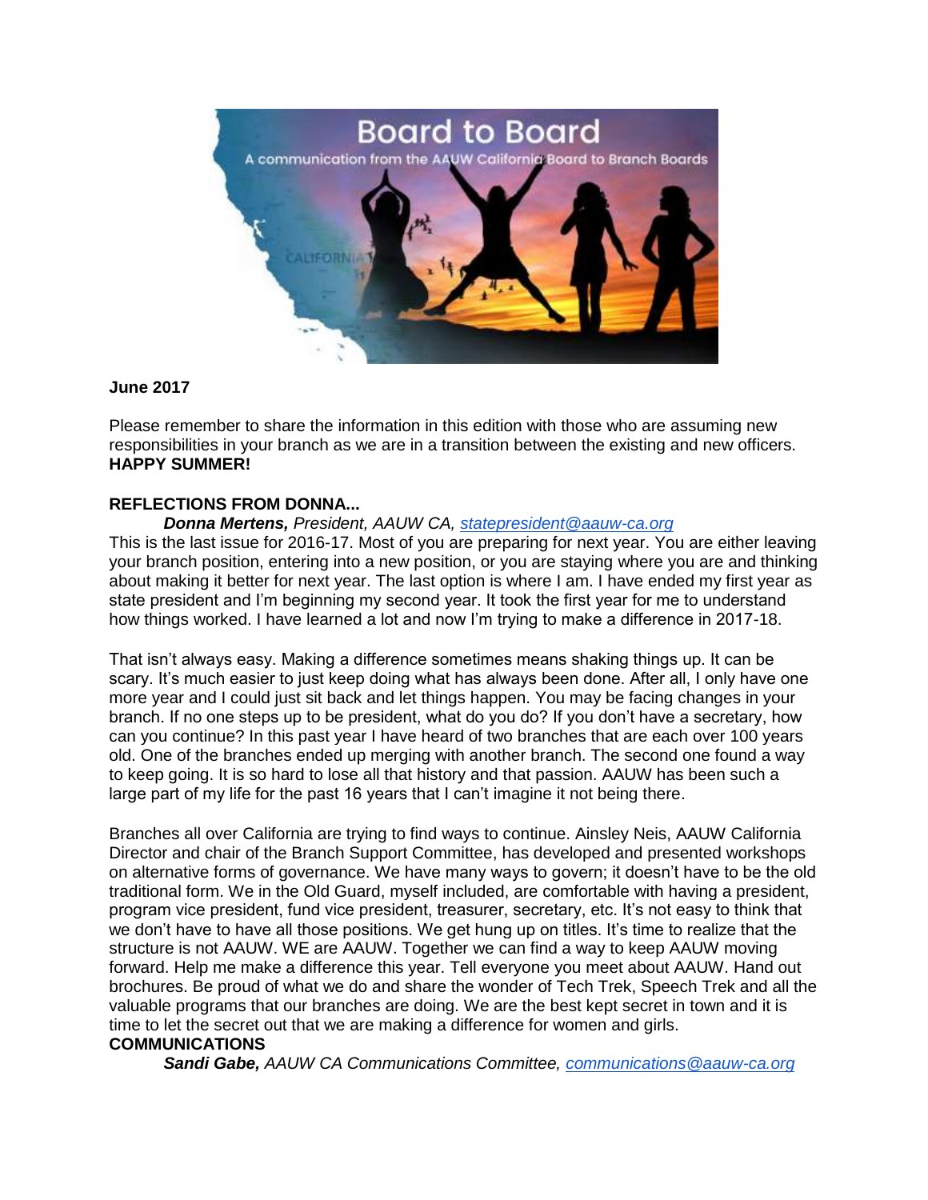# Board to Board

A communication from the AAUW California Board to Branch Boards

**June 2017**

Please remember to share the information in this edition with those who are assuming new responsibilities in your branch as we are in a transition between the existing and new officers. **HAPPY SUMMER!**

## REFLECTIONS FROM DONNA...

***Donna Mertens,*** *President, AAUW CA, [statepresident@aauw-ca.org](mailto:statepresident@aauw-ca.org)*

This is the last issue for 2016-17. Most of you are preparing for next year. You are either leaving your branch position, entering into a new position, or you are staying where you are and thinking about making it better for next year. The last option is where I am. I have ended my first year as state president and I'm beginning my second year. It took the first year for me to understand how things worked. I have learned a lot and now I'm trying to make a difference in 2017-18.

That isn't always easy. Making a difference sometimes means shaking things up. It can be scary. It's much easier to just keep doing what has always been done. After all, I only have one more year and I could just sit back and let things happen. You may be facing changes in your branch. If no one steps up to be president, what do you do? If you don't have a secretary, how can you continue? In this past year I have heard of two branches that are each over 100 years old. One of the branches ended up merging with another branch. The second one found a way to keep going. It is so hard to lose all that history and that passion. AAUW has been such a large part of my life for the past 16 years that I can't imagine it not being there.

Branches all over California are trying to find ways to continue. Ainsley Neis, AAUW California Director and chair of the Branch Support Committee, has developed and presented workshops on alternative forms of governance. We have many ways to govern; it doesn't have to be the old traditional form. We in the Old Guard, myself included, are comfortable with having a president, program vice president, fund vice president, treasurer, secretary, etc. It's not easy to think that we don't have to have all those positions. We get hung up on titles. It's time to realize that the structure is not AAUW. WE are AAUW. Together we can find a way to keep AAUW moving forward. Help me make a difference this year. Tell everyone you meet about AAUW. Hand out brochures. Be proud of what we do and share the wonder of Tech Trek, Speech Trek and all the valuable programs that our branches are doing. We are the best kept secret in town and it is time to let the secret out that we are making a difference for women and girls.

## COMMUNICATIONS

***Sandi Gabe,*** *AAUW CA Communications Committee, [communications@aauw-ca.org](mailto:communications@aauw-ca.org)*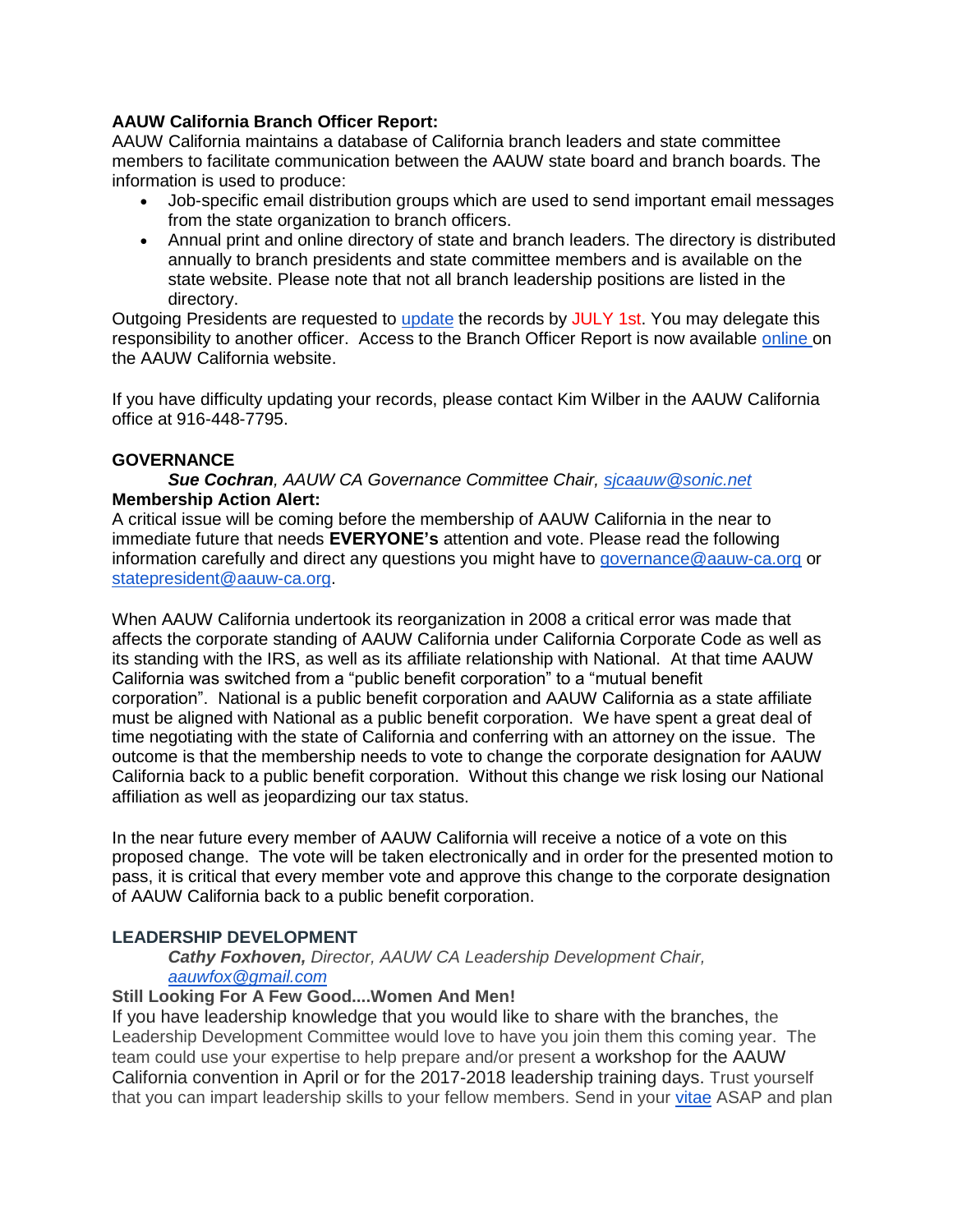**AAUW California Branch Officer Report:**
AAUW California maintains a database of California branch leaders and state committee members to facilitate communication between the AAUW state board and branch boards. The information is used to produce:

- Job-specific email distribution groups which are used to send important email messages from the state organization to branch officers.
- Annual print and online directory of state and branch leaders. The directory is distributed annually to branch presidents and state committee members and is available on the state website. Please note that not all branch leadership positions are listed in the directory.

Outgoing Presidents are requested to update the records by JULY 1st. You may delegate this responsibility to another officer. Access to the Branch Officer Report is now available online on the AAUW California website.

If you have difficulty updating your records, please contact Kim Wilber in the AAUW California office at 916-448-7795.

**GOVERNANCE**

***Sue Cochran**, AAUW CA Governance Committee Chair, sjcaauw@sonic.net*

**Membership Action Alert:**
A critical issue will be coming before the membership of AAUW California in the near to immediate future that needs **EVERYONE's** attention and vote. Please read the following information carefully and direct any questions you might have to governance@aauw-ca.org or statepresident@aauw-ca.org.

When AAUW California undertook its reorganization in 2008 a critical error was made that affects the corporate standing of AAUW California under California Corporate Code as well as its standing with the IRS, as well as its affiliate relationship with National. At that time AAUW California was switched from a "public benefit corporation" to a "mutual benefit corporation". National is a public benefit corporation and AAUW California as a state affiliate must be aligned with National as a public benefit corporation. We have spent a great deal of time negotiating with the state of California and conferring with an attorney on the issue. The outcome is that the membership needs to vote to change the corporate designation for AAUW California back to a public benefit corporation. Without this change we risk losing our National affiliation as well as jeopardizing our tax status.

In the near future every member of AAUW California will receive a notice of a vote on this proposed change. The vote will be taken electronically and in order for the presented motion to pass, it is critical that every member vote and approve this change to the corporate designation of AAUW California back to a public benefit corporation.

**LEADERSHIP DEVELOPMENT**

***Cathy Foxhoven,** Director, AAUW CA Leadership Development Chair, aauwfox@gmail.com*

**Still Looking For A Few Good....Women And Men!**
If you have leadership knowledge that you would like to share with the branches, the Leadership Development Committee would love to have you join them this coming year. The team could use your expertise to help prepare and/or present a workshop for the AAUW California convention in April or for the 2017-2018 leadership training days. Trust yourself that you can impart leadership skills to your fellow members. Send in your vitae ASAP and plan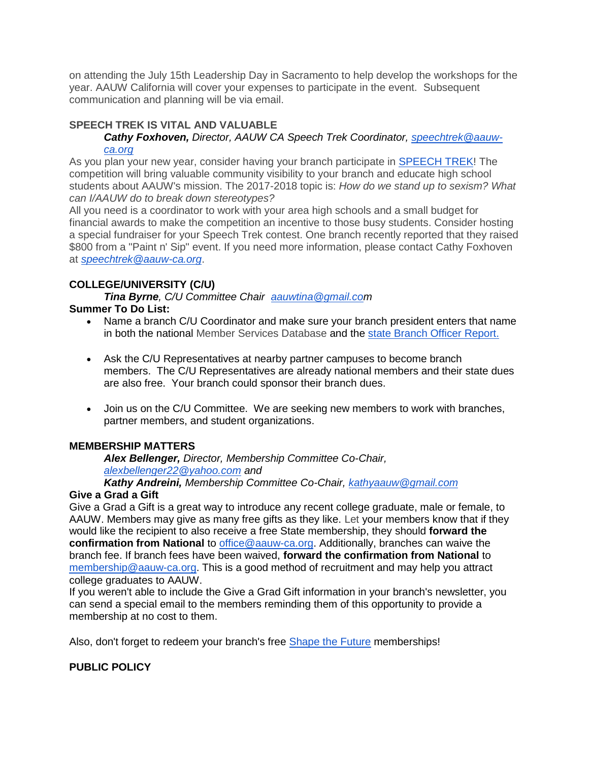on attending the July 15th Leadership Day in Sacramento to help develop the workshops for the year. AAUW California will cover your expenses to participate in the event. Subsequent communication and planning will be via email.

**SPEECH TREK IS VITAL AND VALUABLE**

***Cathy Foxhoven,*** *Director, AAUW CA Speech Trek Coordinator,* *speechtrek@aauw-ca.org*

As you plan your new year, consider having your branch participate in SPEECH TREK! The competition will bring valuable community visibility to your branch and educate high school students about AAUW's mission. The 2017-2018 topic is: *How do we stand up to sexism? What can I/AAUW do to break down stereotypes?*

All you need is a coordinator to work with your area high schools and a small budget for financial awards to make the competition an incentive to those busy students. Consider hosting a special fundraiser for your Speech Trek contest. One branch recently reported that they raised $800 from a "Paint n' Sip" event. If you need more information, please contact Cathy Foxhoven at *speechtrek@aauw-ca.org*.

**COLLEGE/UNIVERSITY (C/U)**

***Tina Byrne****, C/U Committee Chair* *aauwtina@gmail.com*

**Summer To Do List:**

- Name a branch C/U Coordinator and make sure your branch president enters that name in both the national Member Services Database and the state Branch Officer Report.

- Ask the C/U Representatives at nearby partner campuses to become branch members. The C/U Representatives are already national members and their state dues are also free. Your branch could sponsor their branch dues.

- Join us on the C/U Committee. We are seeking new members to work with branches, partner members, and student organizations.

**MEMBERSHIP MATTERS**

***Alex Bellenger,*** *Director, Membership Committee Co-Chair,* *alexbellenger22@yahoo.com and*

***Kathy Andreini,*** *Membership Committee Co-Chair,* *kathyaauw@gmail.com*

**Give a Grad a Gift**

Give a Grad a Gift is a great way to introduce any recent college graduate, male or female, to AAUW. Members may give as many free gifts as they like. Let your members know that if they would like the recipient to also receive a free State membership, they should **forward the confirmation from National** to office@aauw-ca.org. Additionally, branches can waive the branch fee. If branch fees have been waived, **forward the confirmation from National** to membership@aauw-ca.org. This is a good method of recruitment and may help you attract college graduates to AAUW.

If you weren't able to include the Give a Grad Gift information in your branch's newsletter, you can send a special email to the members reminding them of this opportunity to provide a membership at no cost to them.

Also, don't forget to redeem your branch's free Shape the Future memberships!

**PUBLIC POLICY**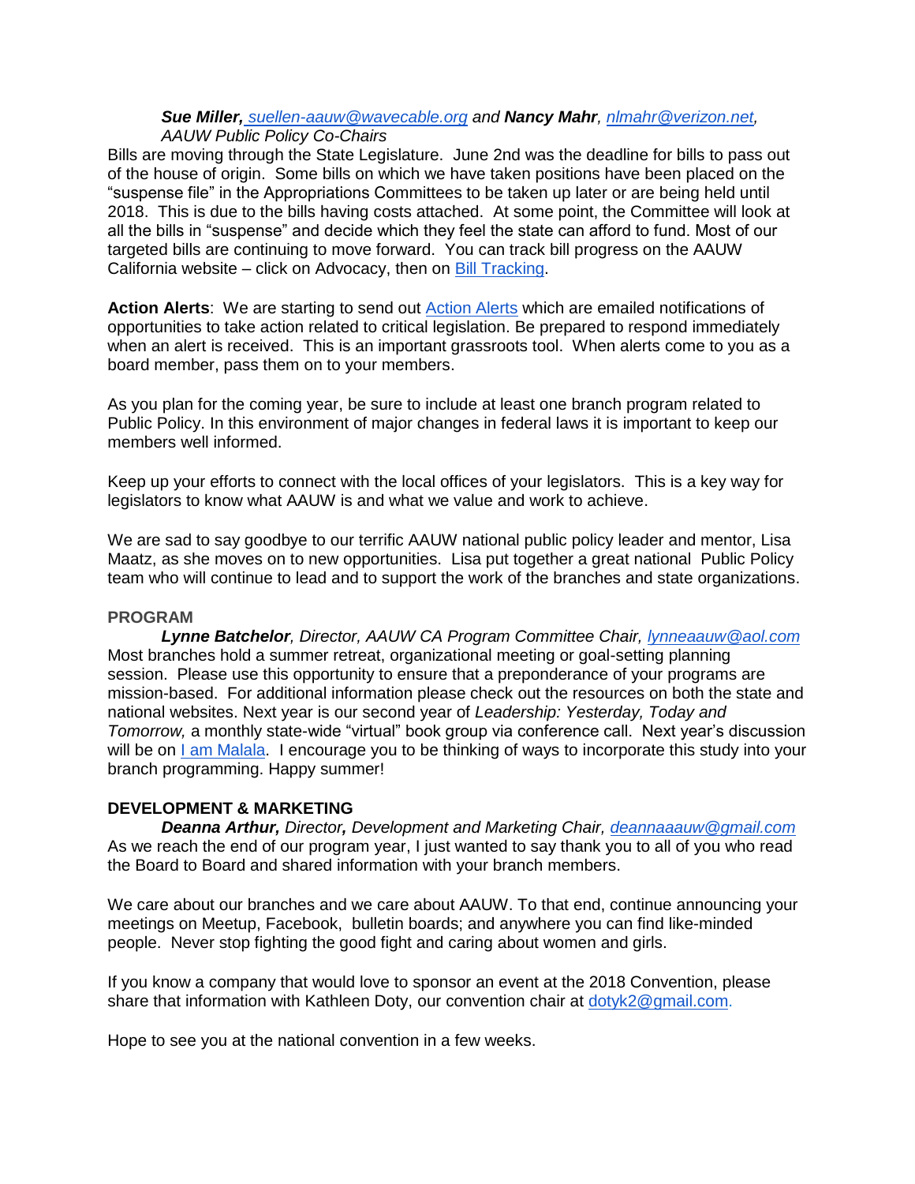***Sue Miller,** [suellen-aauw@wavecable.org](mailto:suellen-aauw@wavecable.org) and **Nancy Mahr**, [nlmahr@verizon.net](mailto:nlmahr@verizon.net), AAUW Public Policy Co-Chairs*

Bills are moving through the State Legislature. June 2nd was the deadline for bills to pass out of the house of origin. Some bills on which we have taken positions have been placed on the "suspense file" in the Appropriations Committees to be taken up later or are being held until 2018. This is due to the bills having costs attached. At some point, the Committee will look at all the bills in "suspense" and decide which they feel the state can afford to fund. Most of our targeted bills are continuing to move forward. You can track bill progress on the AAUW California website – click on Advocacy, then on Bill Tracking.

**Action Alerts**: We are starting to send out Action Alerts which are emailed notifications of opportunities to take action related to critical legislation. Be prepared to respond immediately when an alert is received. This is an important grassroots tool. When alerts come to you as a board member, pass them on to your members.

As you plan for the coming year, be sure to include at least one branch program related to Public Policy. In this environment of major changes in federal laws it is important to keep our members well informed.

Keep up your efforts to connect with the local offices of your legislators. This is a key way for legislators to know what AAUW is and what we value and work to achieve.

We are sad to say goodbye to our terrific AAUW national public policy leader and mentor, Lisa Maatz, as she moves on to new opportunities. Lisa put together a great national Public Policy team who will continue to lead and to support the work of the branches and state organizations.

## PROGRAM

***Lynne Batchelor**, Director, AAUW CA Program Committee Chair, [lynneaauw@aol.com](mailto:lynneaauw@aol.com)*

Most branches hold a summer retreat, organizational meeting or goal-setting planning session. Please use this opportunity to ensure that a preponderance of your programs are mission-based. For additional information please check out the resources on both the state and national websites. Next year is our second year of *Leadership: Yesterday, Today and Tomorrow,* a monthly state-wide "virtual" book group via conference call. Next year's discussion will be on I am Malala. I encourage you to be thinking of ways to incorporate this study into your branch programming. Happy summer!

## DEVELOPMENT & MARKETING

***Deanna Arthur,** Director**,** Development and Marketing Chair, [deannaaauw@gmail.com](mailto:deannaaauw@gmail.com)*

As we reach the end of our program year, I just wanted to say thank you to all of you who read the Board to Board and shared information with your branch members.

We care about our branches and we care about AAUW. To that end, continue announcing your meetings on Meetup, Facebook, bulletin boards; and anywhere you can find like-minded people. Never stop fighting the good fight and caring about women and girls.

If you know a company that would love to sponsor an event at the 2018 Convention, please share that information with Kathleen Doty, our convention chair at [dotyk2@gmail.com](mailto:dotyk2@gmail.com).

Hope to see you at the national convention in a few weeks.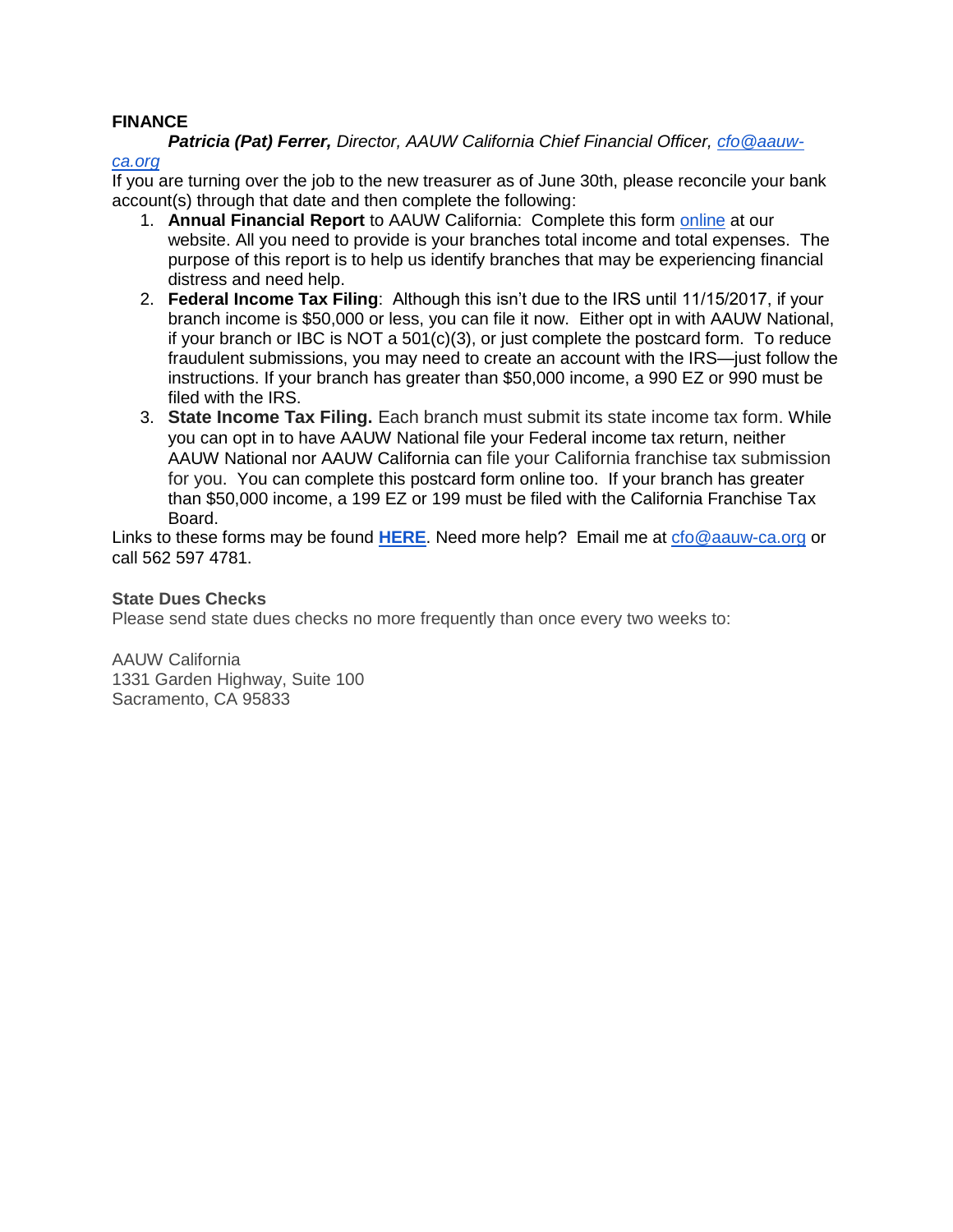## FINANCE

***Patricia (Pat) Ferrer,*** *Director, AAUW California Chief Financial Officer, cfo@aauw-ca.org*

If you are turning over the job to the new treasurer as of June 30th, please reconcile your bank account(s) through that date and then complete the following:

1. **Annual Financial Report** to AAUW California: Complete this form online at our website. All you need to provide is your branches total income and total expenses. The purpose of this report is to help us identify branches that may be experiencing financial distress and need help.
2. **Federal Income Tax Filing**: Although this isn't due to the IRS until 11/15/2017, if your branch income is $50,000 or less, you can file it now. Either opt in with AAUW National, if your branch or IBC is NOT a 501(c)(3), or just complete the postcard form. To reduce fraudulent submissions, you may need to create an account with the IRS—just follow the instructions. If your branch has greater than $50,000 income, a 990 EZ or 990 must be filed with the IRS.
3. **State Income Tax Filing.** Each branch must submit its state income tax form. While you can opt in to have AAUW National file your Federal income tax return, neither AAUW National nor AAUW California can file your California franchise tax submission for you. You can complete this postcard form online too. If your branch has greater than $50,000 income, a 199 EZ or 199 must be filed with the California Franchise Tax Board.

Links to these forms may be found **HERE**. Need more help? Email me at cfo@aauw-ca.org or call 562 597 4781.

### State Dues Checks

Please send state dues checks no more frequently than once every two weeks to:

AAUW California
1331 Garden Highway, Suite 100
Sacramento, CA 95833